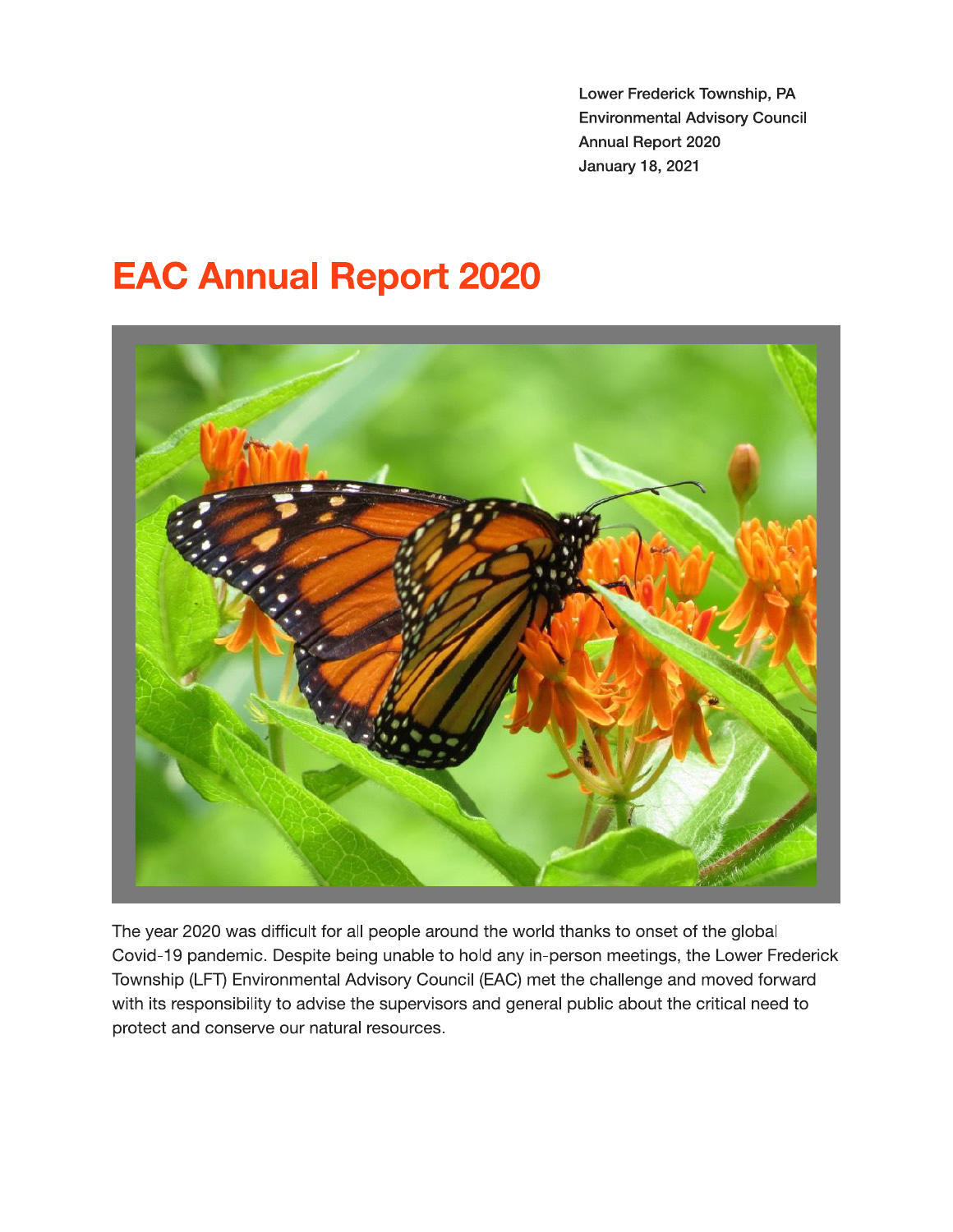Lower Frederick Township, PA
Environmental Advisory Council
Annual Report 2020
January 18, 2021

# EAC Annual Report 2020

The year 2020 was difficult for all people around the world thanks to onset of the global Covid-19 pandemic. Despite being unable to hold any in-person meetings, the Lower Frederick Township (LFT) Environmental Advisory Council (EAC) met the challenge and moved forward with its responsibility to advise the supervisors and general public about the critical need to protect and conserve our natural resources.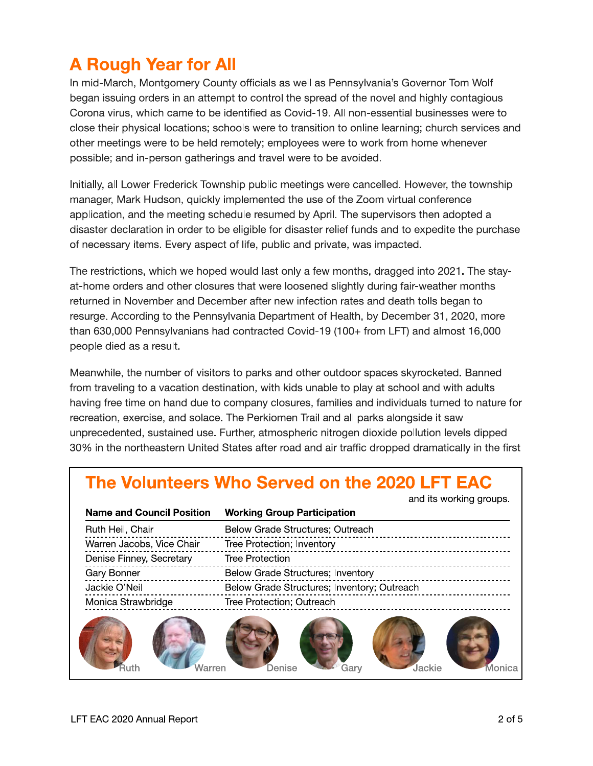# A Rough Year for All

In mid-March, Montgomery County officials as well as Pennsylvania's Governor Tom Wolf began issuing orders in an attempt to control the spread of the novel and highly contagious Corona virus, which came to be identified as Covid-19. All non-essential businesses were to close their physical locations; schools were to transition to online learning; church services and other meetings were to be held remotely; employees were to work from home whenever possible; and in-person gatherings and travel were to be avoided.

Initially, all Lower Frederick Township public meetings were cancelled. However, the township manager, Mark Hudson, quickly implemented the use of the Zoom virtual conference application, and the meeting schedule resumed by April. The supervisors then adopted a disaster declaration in order to be eligible for disaster relief funds and to expedite the purchase of necessary items. Every aspect of life, public and private, was impacted.

The restrictions, which we hoped would last only a few months, dragged into 2021. The stay-at-home orders and other closures that were loosened slightly during fair-weather months returned in November and December after new infection rates and death tolls began to resurge. According to the Pennsylvania Department of Health, by December 31, 2020, more than 630,000 Pennsylvanians had contracted Covid-19 (100+ from LFT) and almost 16,000 people died as a result.

Meanwhile, the number of visitors to parks and other outdoor spaces skyrocketed. Banned from traveling to a vacation destination, with kids unable to play at school and with adults having free time on hand due to company closures, families and individuals turned to nature for recreation, exercise, and solace. The Perkiomen Trail and all parks alongside it saw unprecedented, sustained use. Further, atmospheric nitrogen dioxide pollution levels dipped 30% in the northeastern United States after road and air traffic dropped dramatically in the first

## The Volunteers Who Served on the 2020 LFT EAC

and its working groups.

| Name and Council Position | Working Group Participation |
|---|---|
| Ruth Heil, Chair | Below Grade Structures; Outreach |
| Warren Jacobs, Vice Chair | Tree Protection; Inventory |
| Denise Finney, Secretary | Tree Protection |
| Gary Bonner | Below Grade Structures; Inventory |
| Jackie O'Neil | Below Grade Structures; Inventory; Outreach |
| Monica Strawbridge | Tree Protection; Outreach |

Ruth Warren Denise Gary Jackie Monica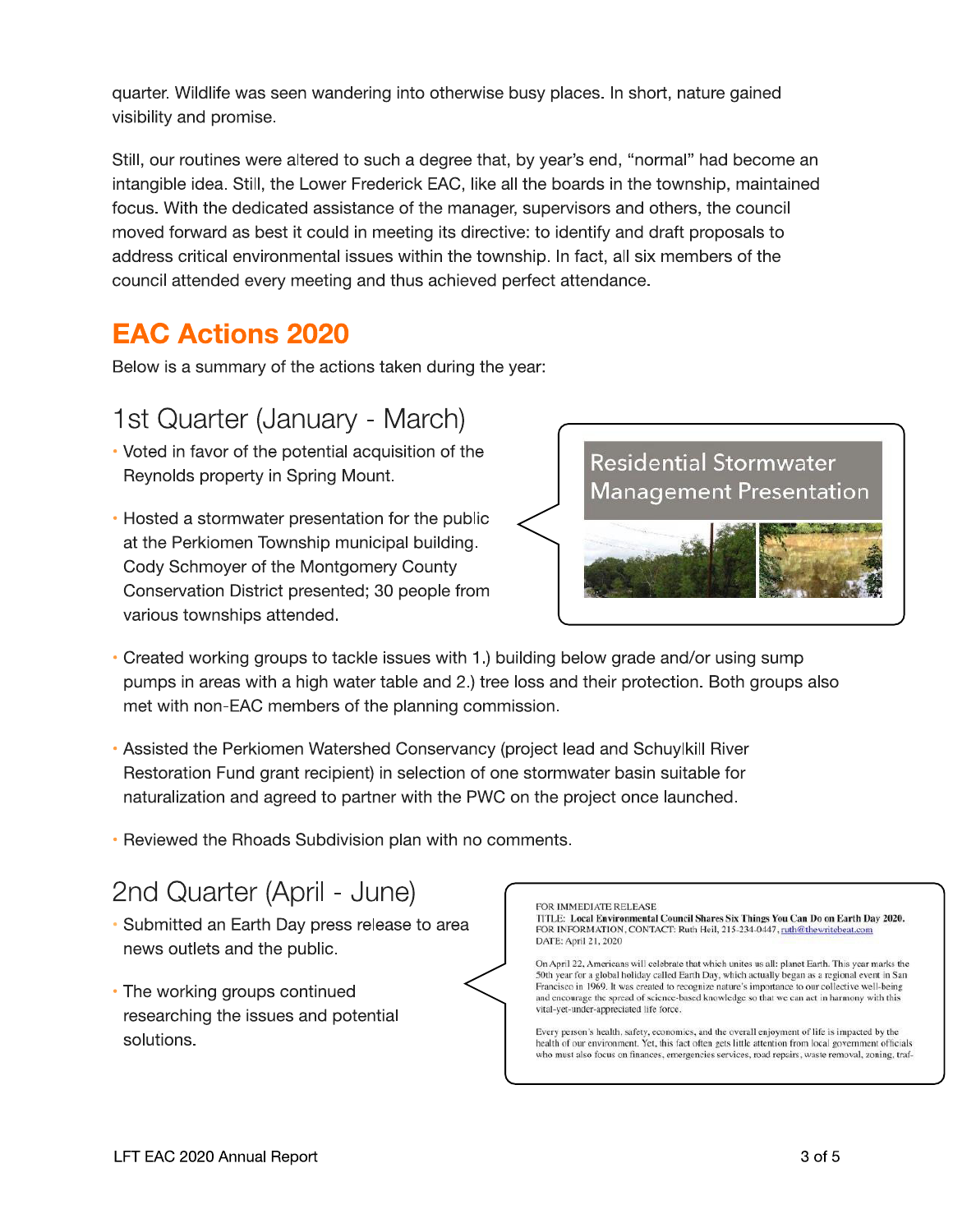quarter. Wildlife was seen wandering into otherwise busy places. In short, nature gained visibility and promise.

Still, our routines were altered to such a degree that, by year's end, "normal" had become an intangible idea. Still, the Lower Frederick EAC, like all the boards in the township, maintained focus. With the dedicated assistance of the manager, supervisors and others, the council moved forward as best it could in meeting its directive: to identify and draft proposals to address critical environmental issues within the township. In fact, all six members of the council attended every meeting and thus achieved perfect attendance.

## EAC Actions 2020

Below is a summary of the actions taken during the year:

### 1st Quarter (January - March)

- Voted in favor of the potential acquisition of the Reynolds property in Spring Mount.
- Hosted a stormwater presentation for the public at the Perkiomen Township municipal building. Cody Schmoyer of the Montgomery County Conservation District presented; 30 people from various townships attended.

> Residential Stormwater Management Presentation

- Created working groups to tackle issues with 1.) building below grade and/or using sump pumps in areas with a high water table and 2.) tree loss and their protection. Both groups also met with non-EAC members of the planning commission.
- Assisted the Perkiomen Watershed Conservancy (project lead and Schuylkill River Restoration Fund grant recipient) in selection of one stormwater basin suitable for naturalization and agreed to partner with the PWC on the project once launched.
- Reviewed the Rhoads Subdivision plan with no comments.

### 2nd Quarter (April - June)

- Submitted an Earth Day press release to area news outlets and the public.
- The working groups continued researching the issues and potential solutions.

> FOR IMMEDIATE RELEASE
> TITLE: **Local Environmental Council Shares Six Things You Can Do on Earth Day 2020.**
> FOR INFORMATION, CONTACT: Ruth Heil, 215-234-0447, ruth@thewritebeat.com
> DATE: April 21, 2020
>
> On April 22, Americans will celebrate that which unites us all: planet Earth. This year marks the 50th year for a global holiday called Earth Day, which actually began as a regional event in San Francisco in 1969. It was created to recognize nature's importance to our collective well-being and encourage the spread of science-based knowledge so that we can act in harmony with this vital-yet-under-appreciated life force.
>
> Every person's health, safety, economics, and the overall enjoyment of life is impacted by the health of our environment. Yet, this fact often gets little attention from local government officials who must also focus on finances, emergencies services, road repairs, waste removal, zoning, traf-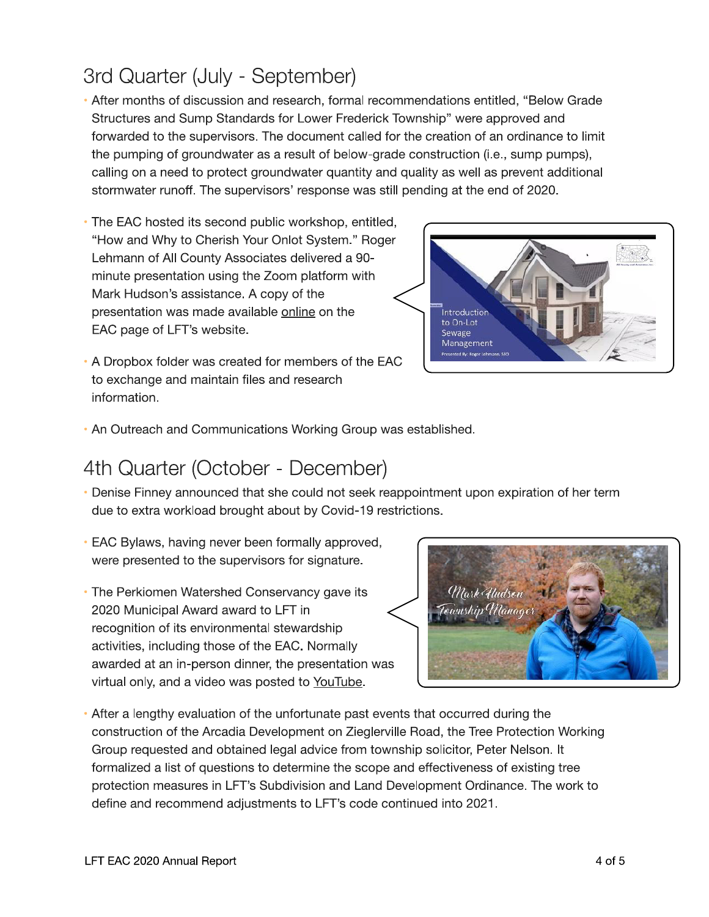## 3rd Quarter (July - September)

- After months of discussion and research, formal recommendations entitled, "Below Grade Structures and Sump Standards for Lower Frederick Township" were approved and forwarded to the supervisors. The document called for the creation of an ordinance to limit the pumping of groundwater as a result of below-grade construction (i.e., sump pumps), calling on a need to protect groundwater quantity and quality as well as prevent additional stormwater runoff. The supervisors' response was still pending at the end of 2020.
- The EAC hosted its second public workshop, entitled, "How and Why to Cherish Your Onlot System." Roger Lehmann of All County Associates delivered a 90-minute presentation using the Zoom platform with Mark Hudson's assistance. A copy of the presentation was made available online on the EAC page of LFT's website.
- A Dropbox folder was created for members of the EAC to exchange and maintain files and research information.
- An Outreach and Communications Working Group was established.

## 4th Quarter (October - December)

- Denise Finney announced that she could not seek reappointment upon expiration of her term due to extra workload brought about by Covid-19 restrictions.
- EAC Bylaws, having never been formally approved, were presented to the supervisors for signature.
- The Perkiomen Watershed Conservancy gave its 2020 Municipal Award award to LFT in recognition of its environmental stewardship activities, including those of the EAC. Normally awarded at an in-person dinner, the presentation was virtual only, and a video was posted to YouTube.
- After a lengthy evaluation of the unfortunate past events that occurred during the construction of the Arcadia Development on Zieglerville Road, the Tree Protection Working Group requested and obtained legal advice from township solicitor, Peter Nelson. It formalized a list of questions to determine the scope and effectiveness of existing tree protection measures in LFT's Subdivision and Land Development Ordinance. The work to define and recommend adjustments to LFT's code continued into 2021.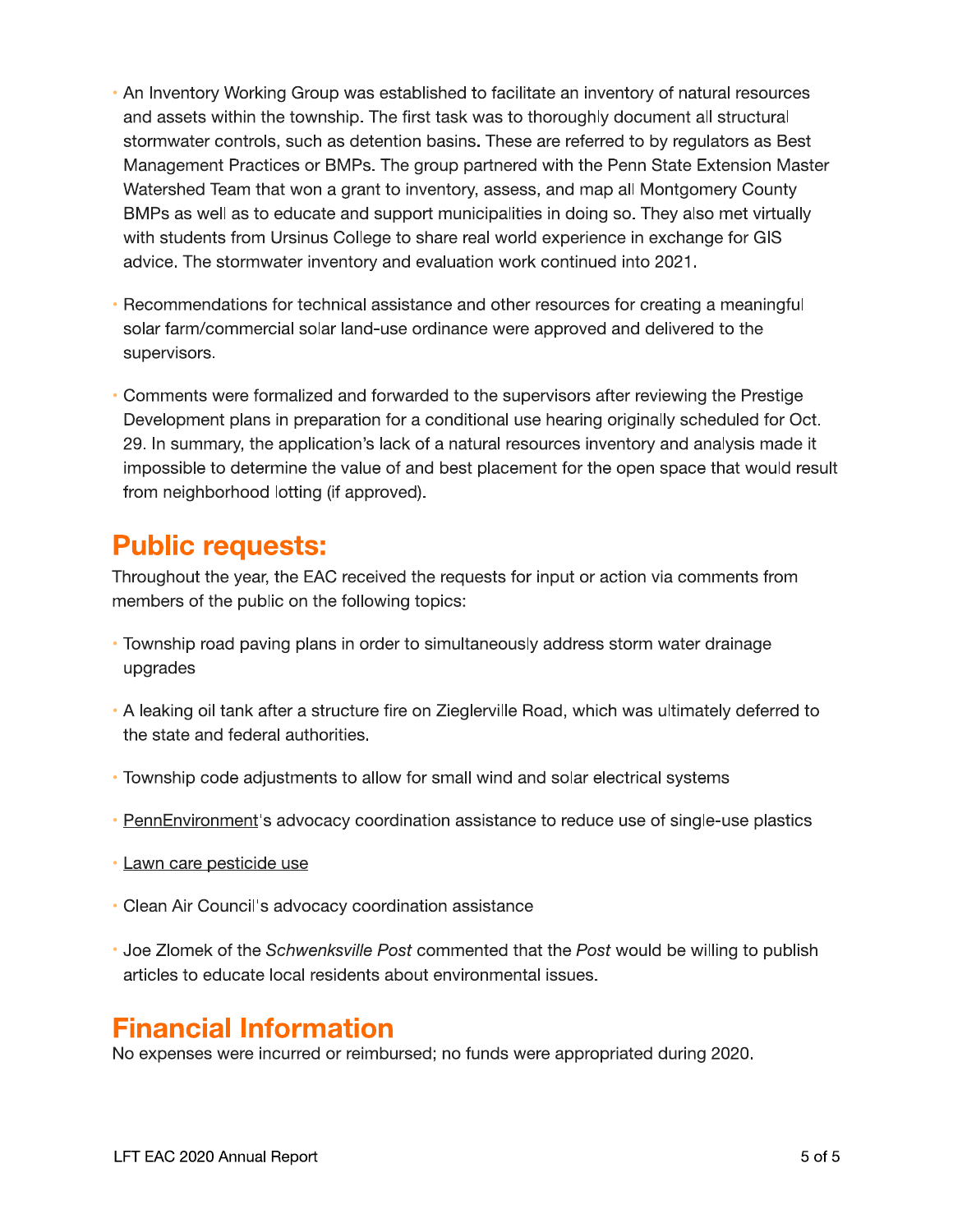- An Inventory Working Group was established to facilitate an inventory of natural resources and assets within the township. The first task was to thoroughly document all structural stormwater controls, such as detention basins. These are referred to by regulators as Best Management Practices or BMPs. The group partnered with the Penn State Extension Master Watershed Team that won a grant to inventory, assess, and map all Montgomery County BMPs as well as to educate and support municipalities in doing so. They also met virtually with students from Ursinus College to share real world experience in exchange for GIS advice. The stormwater inventory and evaluation work continued into 2021.

- Recommendations for technical assistance and other resources for creating a meaningful solar farm/commercial solar land-use ordinance were approved and delivered to the supervisors.

- Comments were formalized and forwarded to the supervisors after reviewing the Prestige Development plans in preparation for a conditional use hearing originally scheduled for Oct. 29. In summary, the application's lack of a natural resources inventory and analysis made it impossible to determine the value of and best placement for the open space that would result from neighborhood lotting (if approved).

## Public requests:

Throughout the year, the EAC received the requests for input or action via comments from members of the public on the following topics:

- Township road paving plans in order to simultaneously address storm water drainage upgrades

- A leaking oil tank after a structure fire on Zieglerville Road, which was ultimately deferred to the state and federal authorities.

- Township code adjustments to allow for small wind and solar electrical systems

- PennEnvironment's advocacy coordination assistance to reduce use of single-use plastics

- Lawn care pesticide use

- Clean Air Council's advocacy coordination assistance

- Joe Zlomek of the *Schwenksville Post* commented that the *Post* would be willing to publish articles to educate local residents about environmental issues.

## Financial Information

No expenses were incurred or reimbursed; no funds were appropriated during 2020.